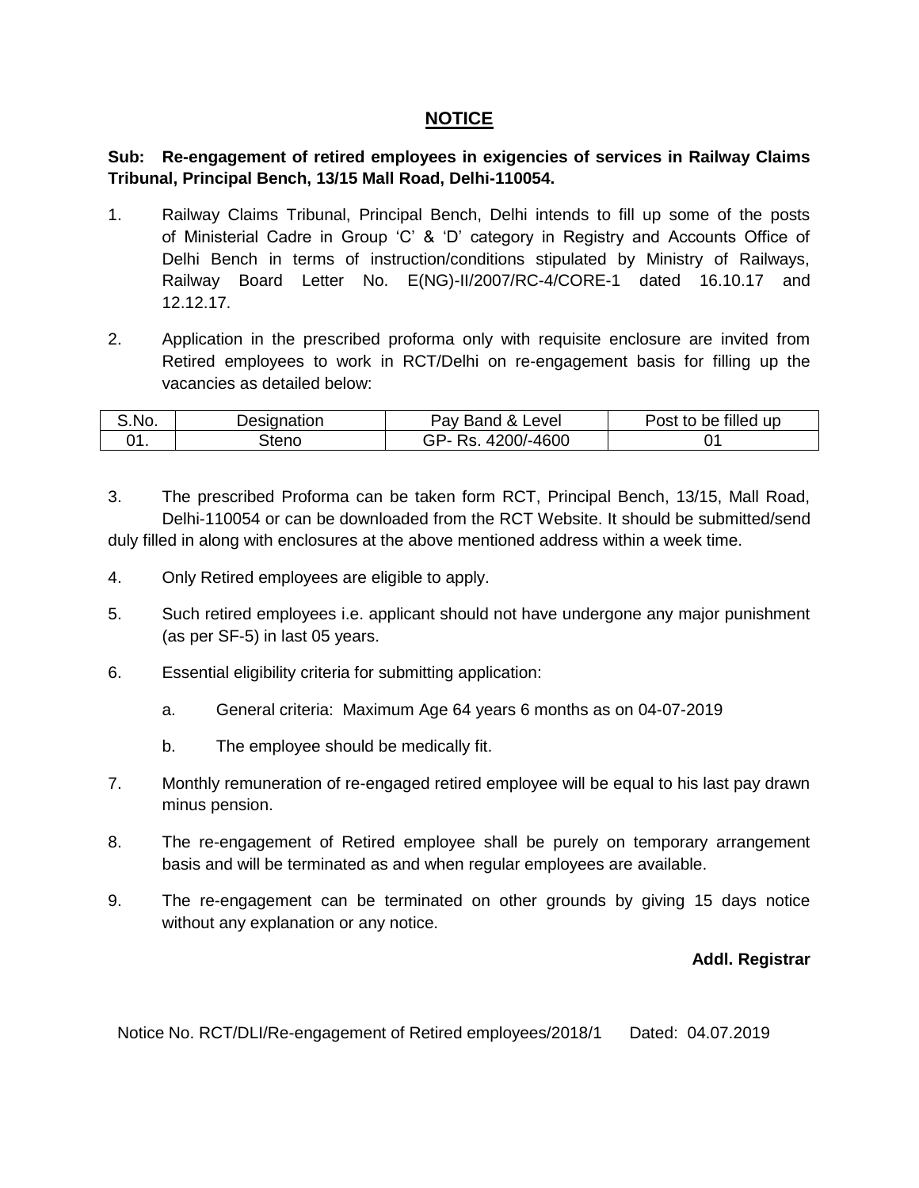# NOTICE

**Sub: Re-engagement of retired employees in exigencies of services in Railway Claims Tribunal, Principal Bench, 13/15 Mall Road, Delhi-110054.**

1. Railway Claims Tribunal, Principal Bench, Delhi intends to fill up some of the posts of Ministerial Cadre in Group 'C' & 'D' category in Registry and Accounts Office of Delhi Bench in terms of instruction/conditions stipulated by Ministry of Railways, Railway Board Letter No. E(NG)-II/2007/RC-4/CORE-1 dated 16.10.17 and 12.12.17.

2. Application in the prescribed proforma only with requisite enclosure are invited from Retired employees to work in RCT/Delhi on re-engagement basis for filling up the vacancies as detailed below:

| S.No. | Designation | Pay Band & Level | Post to be filled up |
|---|---|---|---|
| 01. | Steno | GP- Rs. 4200/-4600 | 01 |

3. The prescribed Proforma can be taken form RCT, Principal Bench, 13/15, Mall Road, Delhi-110054 or can be downloaded from the RCT Website. It should be submitted/send duly filled in along with enclosures at the above mentioned address within a week time.

4. Only Retired employees are eligible to apply.

5. Such retired employees i.e. applicant should not have undergone any major punishment (as per SF-5) in last 05 years.

6. Essential eligibility criteria for submitting application:

   a. General criteria: Maximum Age 64 years 6 months as on 04-07-2019

   b. The employee should be medically fit.

7. Monthly remuneration of re-engaged retired employee will be equal to his last pay drawn minus pension.

8. The re-engagement of Retired employee shall be purely on temporary arrangement basis and will be terminated as and when regular employees are available.

9. The re-engagement can be terminated on other grounds by giving 15 days notice without any explanation or any notice.

**Addl. Registrar**

Notice No. RCT/DLI/Re-engagement of Retired employees/2018/1 Dated: 04.07.2019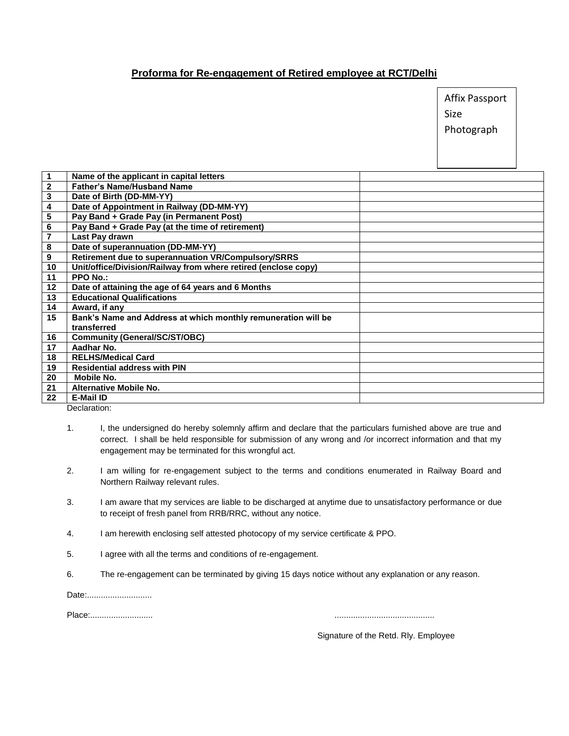## Proforma for Re-engagement of Retired employee at RCT/Delhi

Affix Passport Size Photograph

| | | |
|---|---|---|
| 1 | **Name of the applicant in capital letters** | |
| 2 | **Father's Name/Husband Name** | |
| 3 | **Date of Birth (DD-MM-YY)** | |
| 4 | **Date of Appointment in Railway (DD-MM-YY)** | |
| 5 | **Pay Band + Grade Pay (in Permanent Post)** | |
| 6 | **Pay Band + Grade Pay (at the time of retirement)** | |
| 7 | **Last Pay drawn** | |
| 8 | **Date of superannuation (DD-MM-YY)** | |
| 9 | **Retirement due to superannuation VR/Compulsory/SRRS** | |
| 10 | **Unit/office/Division/Railway from where retired (enclose copy)** | |
| 11 | **PPO No.:** | |
| 12 | **Date of attaining the age of 64 years and 6 Months** | |
| 13 | **Educational Qualifications** | |
| 14 | **Award, if any** | |
| 15 | **Bank's Name and Address at which monthly remuneration will be transferred** | |
| 16 | **Community (General/SC/ST/OBC)** | |
| 17 | **Aadhar No.** | |
| 18 | **RELHS/Medical Card** | |
| 19 | **Residential address with PIN** | |
| 20 | **Mobile No.** | |
| 21 | **Alternative Mobile No.** | |
| 22 | **E-Mail ID** | |

Declaration:

1. I, the undersigned do hereby solemnly affirm and declare that the particulars furnished above are true and correct. I shall be held responsible for submission of any wrong and /or incorrect information and that my engagement may be terminated for this wrongful act.

2. I am willing for re-engagement subject to the terms and conditions enumerated in Railway Board and Northern Railway relevant rules.

3. I am aware that my services are liable to be discharged at anytime due to unsatisfactory performance or due to receipt of fresh panel from RRB/RRC, without any notice.

4. I am herewith enclosing self attested photocopy of my service certificate & PPO.

5. I agree with all the terms and conditions of re-engagement.

6. The re-engagement can be terminated by giving 15 days notice without any explanation or any reason.

Date:............................

Place:...........................

...........................................

Signature of the Retd. Rly. Employee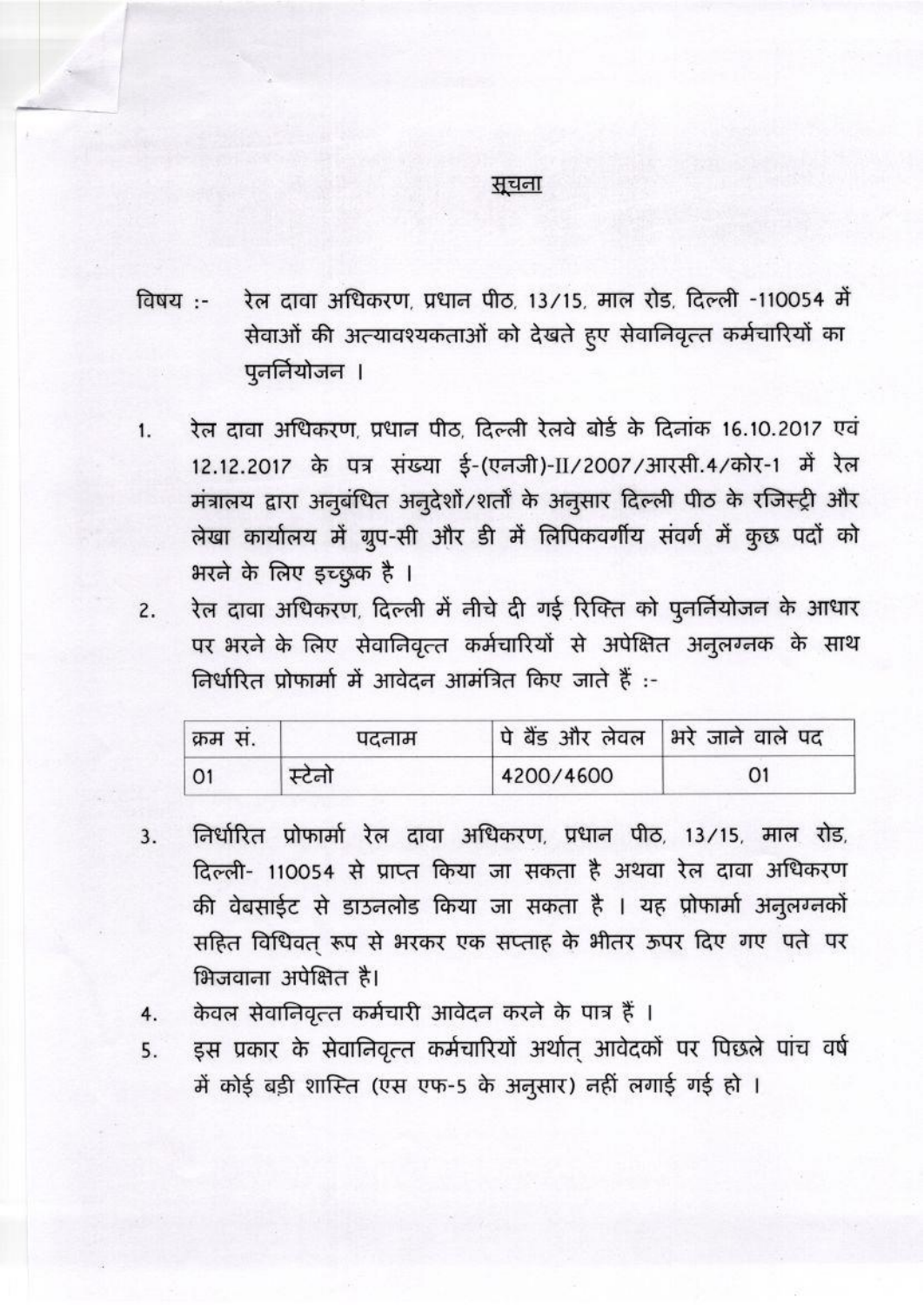<u>सूचना</u>

विषय :- रेल दावा अधिकरण, प्रधान पीठ, 13/15, माल रोड, दिल्ली -110054 में सेवाओं की अत्यावश्यकताओं को देखते हुए सेवानिवृत्त कर्मचारियों का पुनर्नियोजन ।

1. रेल दावा अधिकरण, प्रधान पीठ, दिल्ली रेलवे बोर्ड के दिनांक 16.10.2017 एवं 12.12.2017 के पत्र संख्या ई-(एनजी)-II/2007/आरसी.4/कोर-1 में रेल मंत्रालय द्वारा अनुबंधित अनुदेशों/शर्तों के अनुसार दिल्ली पीठ के रजिस्ट्री और लेखा कार्यालय में ग्रुप-सी और डी में लिपिकवर्गीय संवर्ग में कुछ पदों को भरने के लिए इच्छुक है ।
2. रेल दावा अधिकरण, दिल्ली में नीचे दी गई रिक्ति को पुनर्नियोजन के आधार पर भरने के लिए सेवानिवृत्त कर्मचारियों से अपेक्षित अनुलग्नक के साथ निर्धारित प्रोफार्मा में आवेदन आमंत्रित किए जाते हैं :-

| क्रम सं. | पदनाम | पे बैंड और लेवल | भरे जाने वाले पद |
|---|---|---|---|
| 01 | स्टेनो | 4200/4600 | 01 |

3. निर्धारित प्रोफार्मा रेल दावा अधिकरण, प्रधान पीठ, 13/15, माल रोड, दिल्ली- 110054 से प्राप्त किया जा सकता है अथवा रेल दावा अधिकरण की वेबसाईट से डाउनलोड किया जा सकता है । यह प्रोफार्मा अनुलग्नकों सहित विधिवत् रूप से भरकर एक सप्ताह के भीतर ऊपर दिए गए पते पर भिजवाना अपेक्षित है।
4. केवल सेवानिवृत्त कर्मचारी आवेदन करने के पात्र हैं ।
5. इस प्रकार के सेवानिवृत्त कर्मचारियों अर्थात् आवेदकों पर पिछले पांच वर्ष में कोई बड़ी शास्ति (एस एफ-5 के अनुसार) नहीं लगाई गई हो ।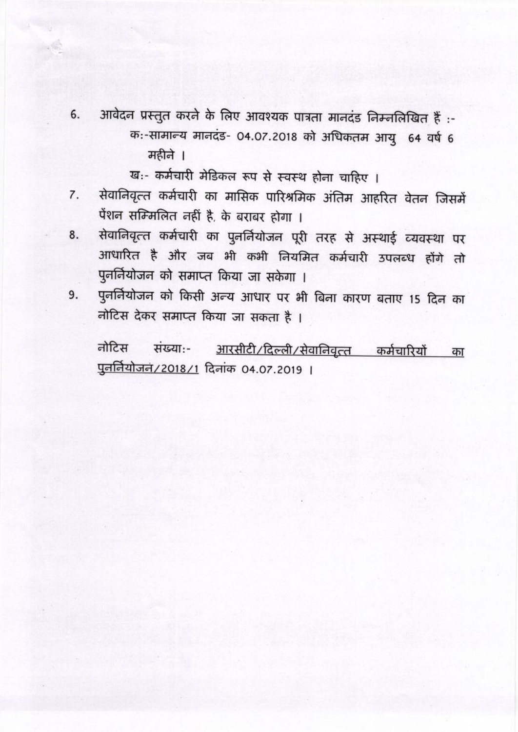6. आवेदन प्रस्तुत करने के लिए आवश्यक पात्रता मानदंड निम्नलिखित हैं :-

   क:-सामान्य मानदंड- 04.07.2018 को अधिकतम आयु 64 वर्ष 6 महीने ।

   ख:- कर्मचारी मेडिकल रूप से स्वस्थ होना चाहिए ।

7. सेवानिवृत्त कर्मचारी का मासिक पारिश्रमिक अंतिम आहरित वेतन जिसमें पेंशन सम्मिलित नहीं है, के बराबर होगा ।

8. सेवानिवृत्त कर्मचारी का पुनर्नियोजन पूरी तरह से अस्थाई व्यवस्था पर आधारित है और जब भी कभी नियमित कर्मचारी उपलब्ध होंगे तो पुनर्नियोजन को समाप्त किया जा सकेगा ।

9. पुनर्नियोजन को किसी अन्य आधार पर भी बिना कारण बताए 15 दिन का नोटिस देकर समाप्त किया जा सकता है ।

नोटिस संख्या:- <u>आरसीटी/दिल्ली/सेवानिवृत्त कर्मचारियों का पुनर्नियोजन/2018/1</u> दिनांक 04.07.2019 ।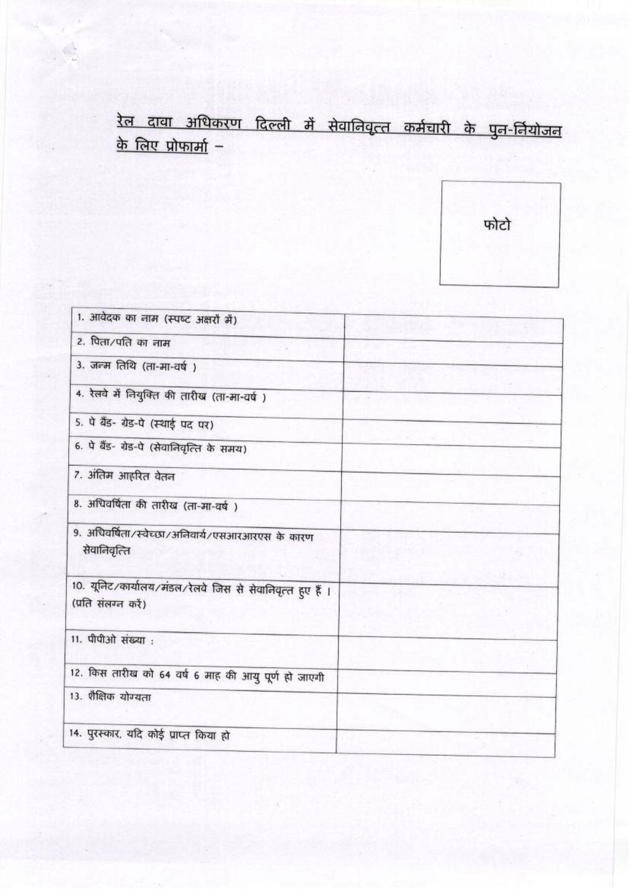**रेल दावा अधिकरण दिल्ली में सेवानिवृत्त कर्मचारी के पुन-र्नियोजन के लिए प्रोफार्मा –**

फोटो

| | |
|---|---|
| 1. आवेदक का नाम (स्पष्ट अक्षरों में) | |
| 2. पिता/पति का नाम | |
| 3. जन्म तिथि (ता-मा-वर्ष ) | |
| 4. रेलवे में नियुक्ति की तारीख (ता-मा-वर्ष ) | |
| 5. पे बैंड- ग्रेड-पे (स्थाई पद पर) | |
| 6. पे बैंड- ग्रेड-पे (सेवानिवृत्ति के समय) | |
| 7. अंतिम आहरित वेतन | |
| 8. अधिवर्षिता की तारीख (ता-मा-वर्ष ) | |
| 9. अधिवर्षिता/स्वेच्छा/अनिवार्य/एसआरआरएस के कारण सेवानिवृत्ति | |
| 10. यूनिट/कार्यालय/मंडल/रेलवे जिस से सेवानिवृत्त हुए हैं । (प्रति संलग्न करें) | |
| 11. पीपीओ संख्या : | |
| 12. किस तारीख को 64 वर्ष 6 माह की आयु पूर्ण हो जाएगी | |
| 13. शैक्षिक योग्यता | |
| 14. पुरस्कार, यदि कोई प्राप्त किया हो | |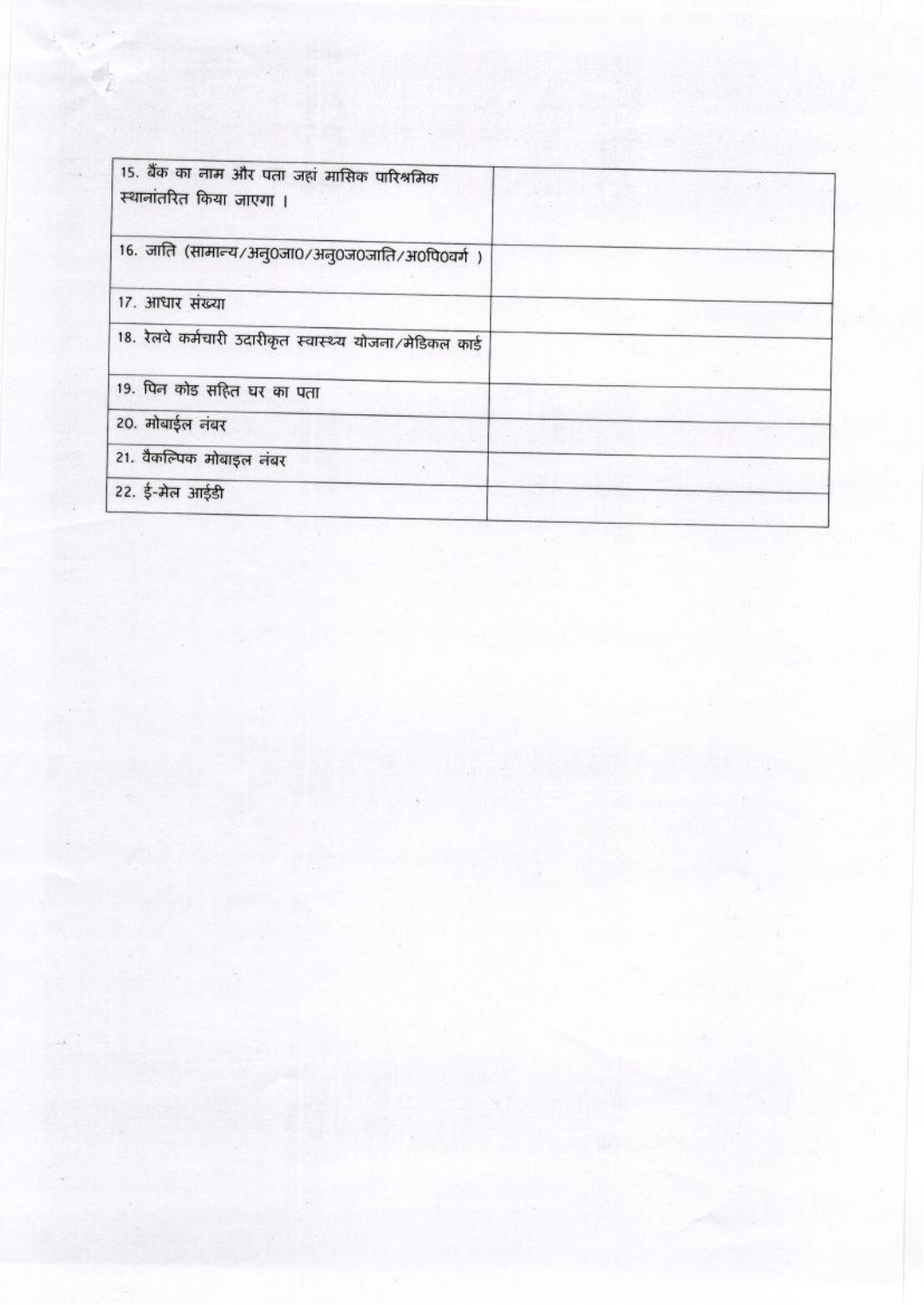| | |
|---|---|
| 15. बैंक का नाम और पता जहां मासिक पारिश्रमिक स्थानांतरित किया जाएगा । | |
| 16. जाति (सामान्य/अनु0जा0/अनु0ज0जाति/अ0पि0वर्ग ) | |
| 17. आधार संख्या | |
| 18. रेलवे कर्मचारी उदारीकृत स्वास्थ्य योजना/मेडिकल कार्ड | |
| 19. पिन कोड सहित घर का पता | |
| 20. मोबाईल नंबर | |
| 21. वैकल्पिक मोबाइल नंबर | |
| 22. ई-मेल आईडी | |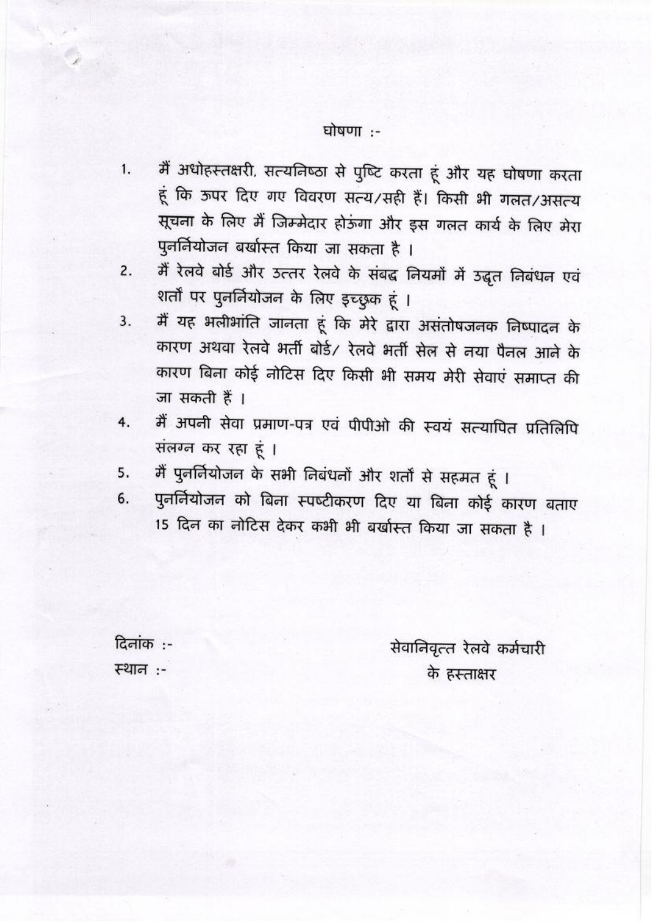## घोषणा :-

1. मैं अधोहस्तक्षरी, सत्यनिष्ठा से पुष्टि करता हूं और यह घोषणा करता हूं कि ऊपर दिए गए विवरण सत्य/सही हैं। किसी भी गलत/असत्य सूचना के लिए मैं जिम्मेदार होऊंगा और इस गलत कार्य के लिए मेरा पुनर्नियोजन बर्खास्त किया जा सकता है ।
2. मैं रेलवे बोर्ड और उत्तर रेलवे के संबद्ध नियमों में उद्धृत निबंधन एवं शर्तों पर पुनर्नियोजन के लिए इच्छुक हूं ।
3. मैं यह भलीभांति जानता हूं कि मेरे द्वारा असंतोषजनक निष्पादन के कारण अथवा रेलवे भर्ती बोर्ड/ रेलवे भर्ती सेल से नया पैनल आने के कारण बिना कोई नोटिस दिए किसी भी समय मेरी सेवाएं समाप्त की जा सकती हैं ।
4. मैं अपनी सेवा प्रमाण-पत्र एवं पीपीओ की स्वयं सत्यापित प्रतिलिपि संलग्न कर रहा हूं ।
5. मैं पुनर्नियोजन के सभी निबंधनों और शर्तों से सहमत हूं ।
6. पुनर्नियोजन को बिना स्पष्टीकरण दिए या बिना कोई कारण बताए 15 दिन का नोटिस देकर कभी भी बर्खास्त किया जा सकता है ।

दिनांक :-

स्थान :-

सेवानिवृत्त रेलवे कर्मचारी के हस्ताक्षर